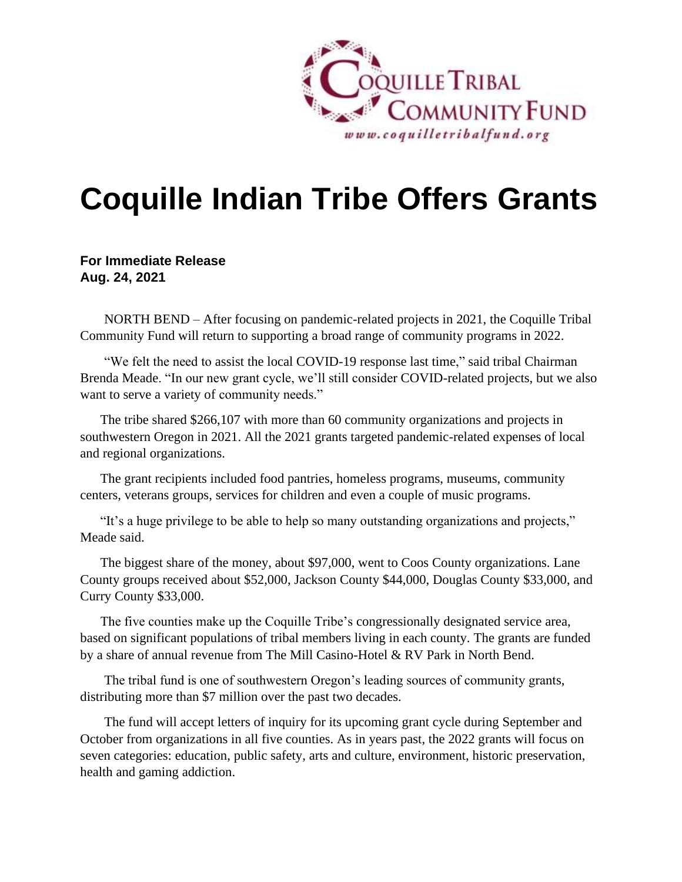COQUILLE TRIBAL COMMUNITY FUND

www.coquilletribalfund.org

# Coquille Indian Tribe Offers Grants

**For Immediate Release**
**Aug. 24, 2021**

NORTH BEND – After focusing on pandemic-related projects in 2021, the Coquille Tribal Community Fund will return to supporting a broad range of community programs in 2022.

"We felt the need to assist the local COVID-19 response last time," said tribal Chairman Brenda Meade. "In our new grant cycle, we'll still consider COVID-related projects, but we also want to serve a variety of community needs."

The tribe shared $266,107 with more than 60 community organizations and projects in southwestern Oregon in 2021. All the 2021 grants targeted pandemic-related expenses of local and regional organizations.

The grant recipients included food pantries, homeless programs, museums, community centers, veterans groups, services for children and even a couple of music programs.

"It's a huge privilege to be able to help so many outstanding organizations and projects," Meade said.

The biggest share of the money, about $97,000, went to Coos County organizations. Lane County groups received about $52,000, Jackson County $44,000, Douglas County $33,000, and Curry County $33,000.

The five counties make up the Coquille Tribe's congressionally designated service area, based on significant populations of tribal members living in each county. The grants are funded by a share of annual revenue from The Mill Casino-Hotel & RV Park in North Bend.

The tribal fund is one of southwestern Oregon's leading sources of community grants, distributing more than $7 million over the past two decades.

The fund will accept letters of inquiry for its upcoming grant cycle during September and October from organizations in all five counties. As in years past, the 2022 grants will focus on seven categories: education, public safety, arts and culture, environment, historic preservation, health and gaming addiction.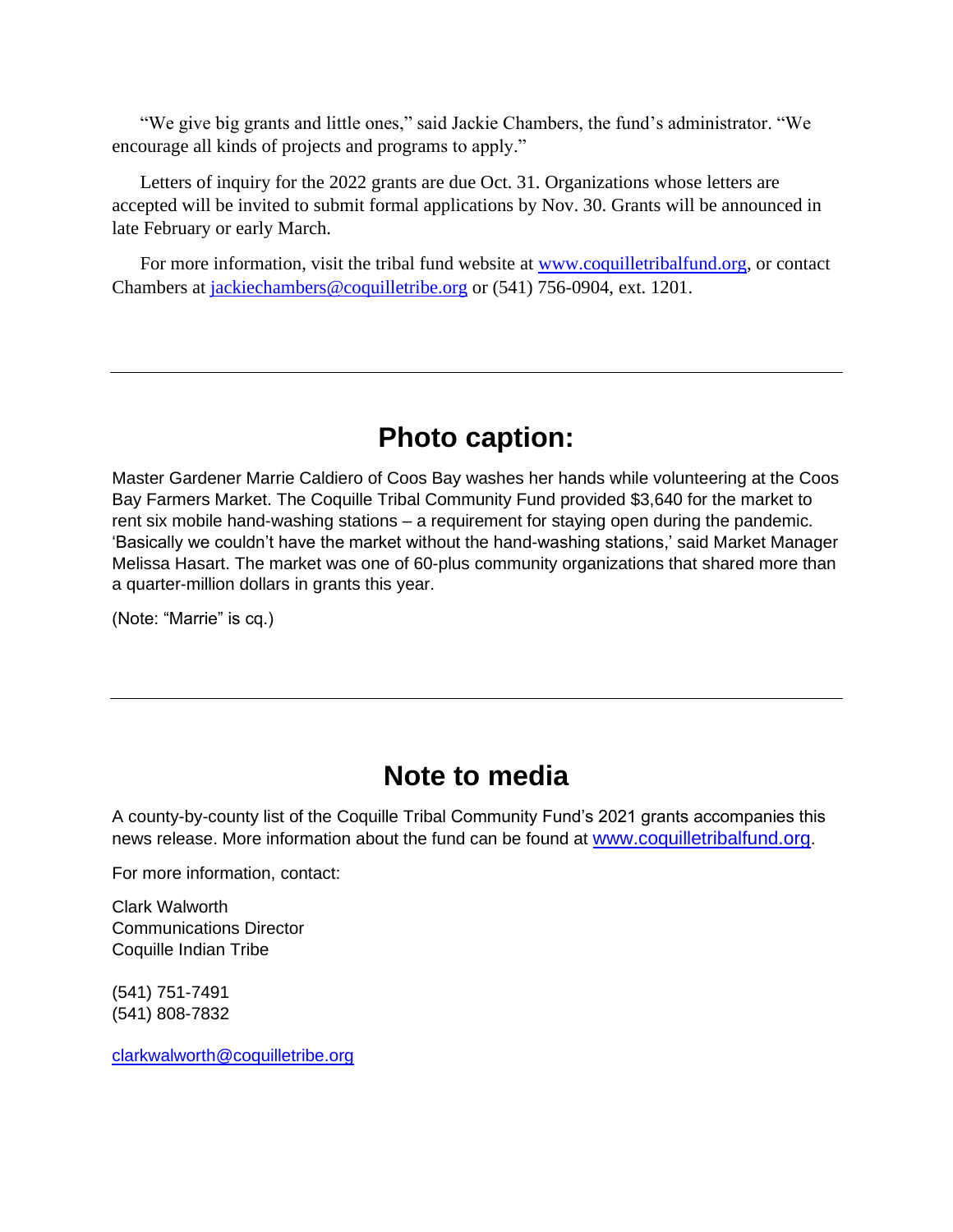"We give big grants and little ones," said Jackie Chambers, the fund's administrator. "We encourage all kinds of projects and programs to apply."

Letters of inquiry for the 2022 grants are due Oct. 31. Organizations whose letters are accepted will be invited to submit formal applications by Nov. 30. Grants will be announced in late February or early March.

For more information, visit the tribal fund website at www.coquilletribalfund.org, or contact Chambers at jackiechambers@coquilletribe.org or (541) 756-0904, ext. 1201.

---

## Photo caption:

Master Gardener Marrie Caldiero of Coos Bay washes her hands while volunteering at the Coos Bay Farmers Market. The Coquille Tribal Community Fund provided $3,640 for the market to rent six mobile hand-washing stations – a requirement for staying open during the pandemic. 'Basically we couldn't have the market without the hand-washing stations,' said Market Manager Melissa Hasart. The market was one of 60-plus community organizations that shared more than a quarter-million dollars in grants this year.

(Note: "Marrie" is cq.)

---

## Note to media

A county-by-county list of the Coquille Tribal Community Fund's 2021 grants accompanies this news release. More information about the fund can be found at www.coquilletribalfund.org.

For more information, contact:

Clark Walworth
Communications Director
Coquille Indian Tribe

(541) 751-7491
(541) 808-7832

clarkwalworth@coquilletribe.org